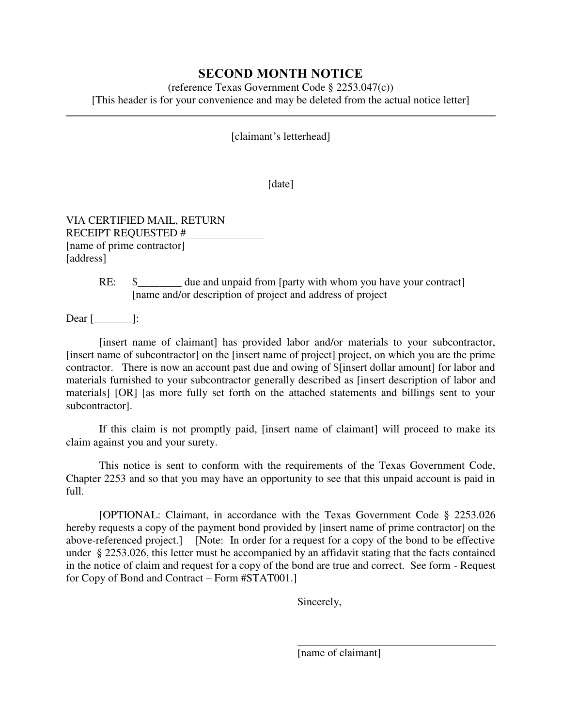# SECOND MONTH NOTICE

(reference Texas Government Code § 2253.047(c))
[This header is for your convenience and may be deleted from the actual notice letter]

---

[claimant's letterhead]

[date]

VIA CERTIFIED MAIL, RETURN
RECEIPT REQUESTED #______________
[name of prime contractor]
[address]

RE: $________ due and unpaid from [party with whom you have your contract]
[name and/or description of project and address of project

Dear [_______]:

[insert name of claimant] has provided labor and/or materials to your subcontractor, [insert name of subcontractor] on the [insert name of project] project, on which you are the prime contractor. There is now an account past due and owing of $[insert dollar amount] for labor and materials furnished to your subcontractor generally described as [insert description of labor and materials] [OR] [as more fully set forth on the attached statements and billings sent to your subcontractor].

If this claim is not promptly paid, [insert name of claimant] will proceed to make its claim against you and your surety.

This notice is sent to conform with the requirements of the Texas Government Code, Chapter 2253 and so that you may have an opportunity to see that this unpaid account is paid in full.

[OPTIONAL: Claimant, in accordance with the Texas Government Code § 2253.026 hereby requests a copy of the payment bond provided by [insert name of prime contractor] on the above-referenced project.] [Note: In order for a request for a copy of the bond to be effective under § 2253.026, this letter must be accompanied by an affidavit stating that the facts contained in the notice of claim and request for a copy of the bond are true and correct. See form - Request for Copy of Bond and Contract – Form #STAT001.]

Sincerely,

______________________________
[name of claimant]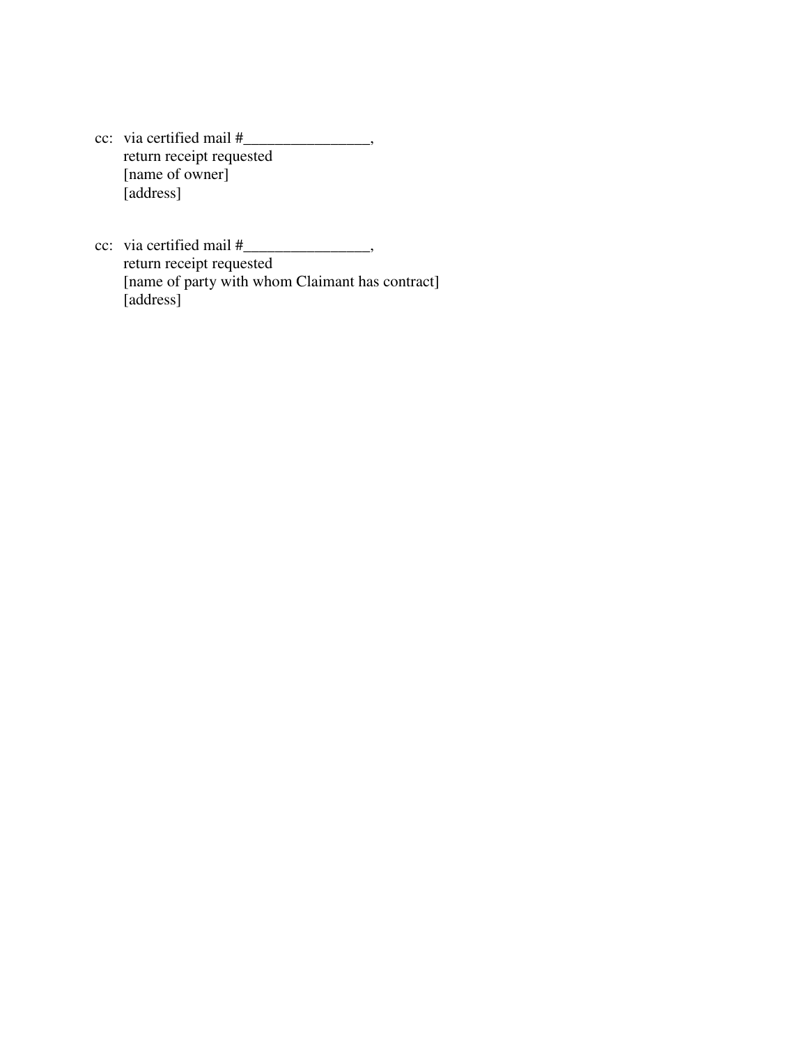cc: via certified mail #________________,  
return receipt requested  
[name of owner]  
[address]

cc: via certified mail #________________,  
return receipt requested  
[name of party with whom Claimant has contract]  
[address]